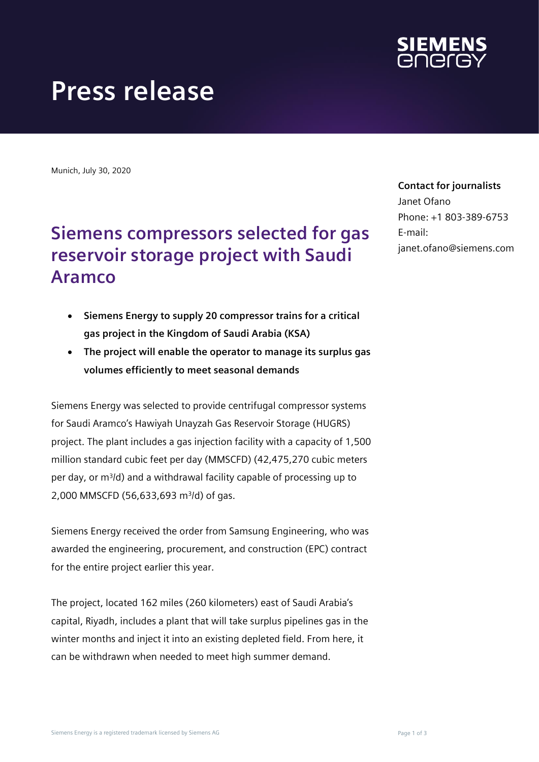# Press release

Munich, July 30, 2020

**Contact for journalists**
Janet Ofano
Phone: +1 803-389-6753
E-mail:
janet.ofano@siemens.com

## Siemens compressors selected for gas reservoir storage project with Saudi Aramco

- **Siemens Energy to supply 20 compressor trains for a critical gas project in the Kingdom of Saudi Arabia (KSA)**
- **The project will enable the operator to manage its surplus gas volumes efficiently to meet seasonal demands**

Siemens Energy was selected to provide centrifugal compressor systems for Saudi Aramco's Hawiyah Unayzah Gas Reservoir Storage (HUGRS) project. The plant includes a gas injection facility with a capacity of 1,500 million standard cubic feet per day (MMSCFD) (42,475,270 cubic meters per day, or $m^3$/d) and a withdrawal facility capable of processing up to 2,000 MMSCFD (56,633,693 $m^3$/d) of gas.

Siemens Energy received the order from Samsung Engineering, who was awarded the engineering, procurement, and construction (EPC) contract for the entire project earlier this year.

The project, located 162 miles (260 kilometers) east of Saudi Arabia's capital, Riyadh, includes a plant that will take surplus pipelines gas in the winter months and inject it into an existing depleted field. From here, it can be withdrawn when needed to meet high summer demand.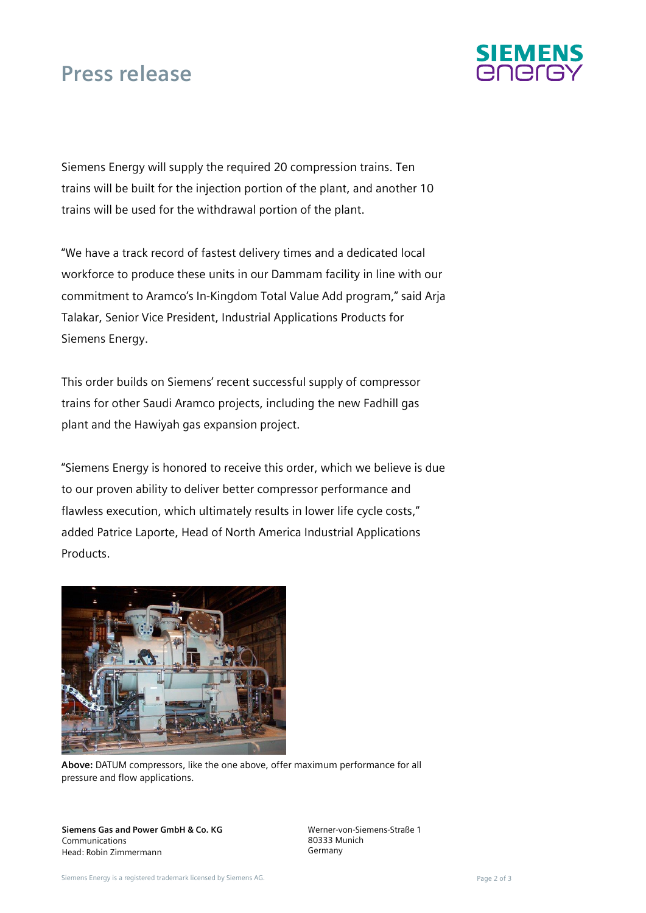Siemens Energy will supply the required 20 compression trains. Ten trains will be built for the injection portion of the plant, and another 10 trains will be used for the withdrawal portion of the plant.

"We have a track record of fastest delivery times and a dedicated local workforce to produce these units in our Dammam facility in line with our commitment to Aramco's In-Kingdom Total Value Add program," said Arja Talakar, Senior Vice President, Industrial Applications Products for Siemens Energy.

This order builds on Siemens' recent successful supply of compressor trains for other Saudi Aramco projects, including the new Fadhill gas plant and the Hawiyah gas expansion project.

"Siemens Energy is honored to receive this order, which we believe is due to our proven ability to deliver better compressor performance and flawless execution, which ultimately results in lower life cycle costs," added Patrice Laporte, Head of North America Industrial Applications Products.

**Above:** DATUM compressors, like the one above, offer maximum performance for all pressure and flow applications.

**Siemens Gas and Power GmbH & Co. KG**
Communications
Head: Robin Zimmermann

Werner-von-Siemens-Straße 1
80333 Munich
Germany

Siemens Energy is a registered trademark licensed by Siemens AG.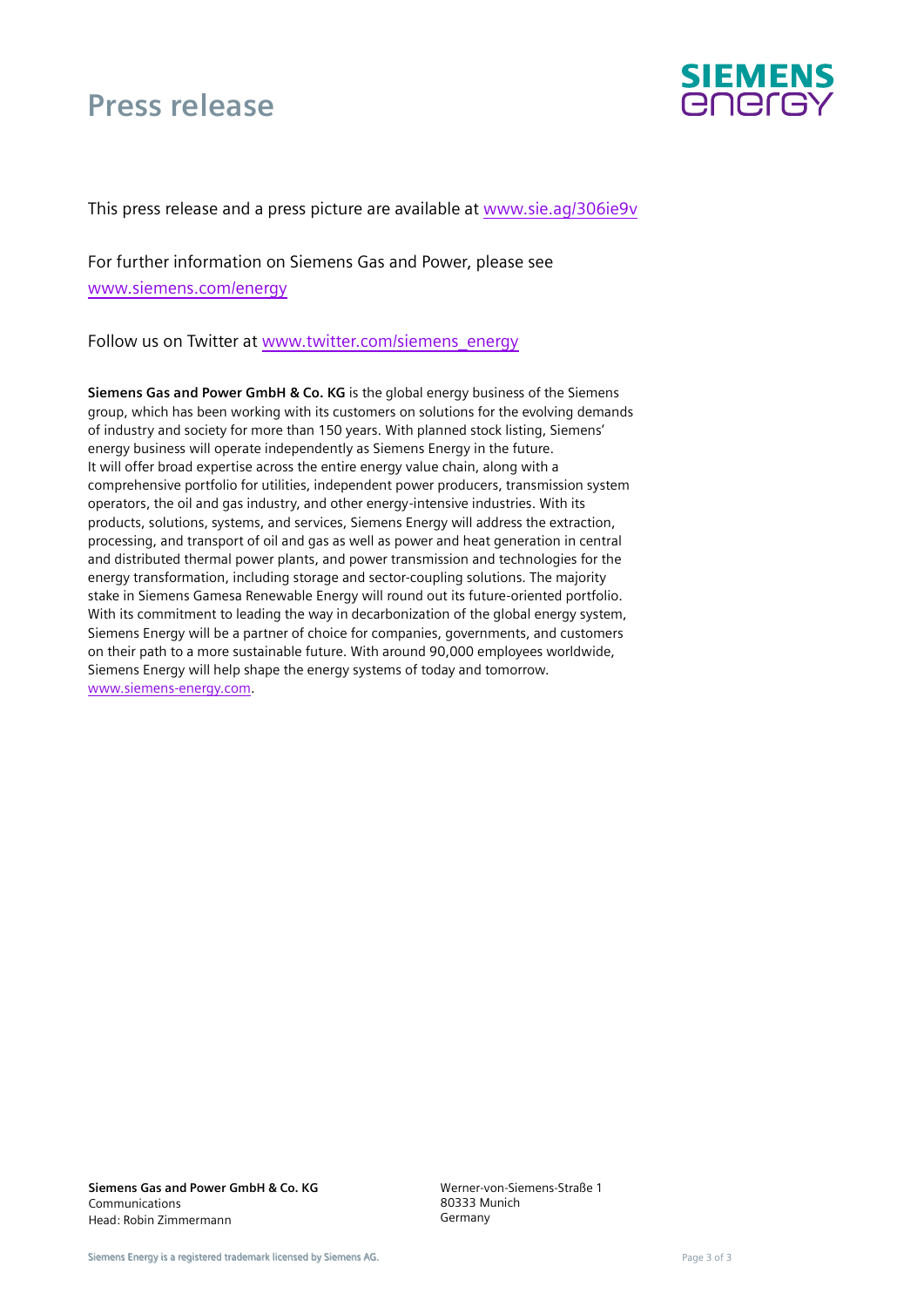This press release and a press picture are available at www.sie.ag/306ie9v

For further information on Siemens Gas and Power, please see www.siemens.com/energy

Follow us on Twitter at www.twitter.com/siemens_energy

**Siemens Gas and Power GmbH & Co. KG** is the global energy business of the Siemens group, which has been working with its customers on solutions for the evolving demands of industry and society for more than 150 years. With planned stock listing, Siemens' energy business will operate independently as Siemens Energy in the future. It will offer broad expertise across the entire energy value chain, along with a comprehensive portfolio for utilities, independent power producers, transmission system operators, the oil and gas industry, and other energy-intensive industries. With its products, solutions, systems, and services, Siemens Energy will address the extraction, processing, and transport of oil and gas as well as power and heat generation in central and distributed thermal power plants, and power transmission and technologies for the energy transformation, including storage and sector-coupling solutions. The majority stake in Siemens Gamesa Renewable Energy will round out its future-oriented portfolio. With its commitment to leading the way in decarbonization of the global energy system, Siemens Energy will be a partner of choice for companies, governments, and customers on their path to a more sustainable future. With around 90,000 employees worldwide, Siemens Energy will help shape the energy systems of today and tomorrow. www.siemens-energy.com.

**Siemens Gas and Power GmbH & Co. KG**
Communications
Head: Robin Zimmermann

Werner-von-Siemens-Straße 1
80333 Munich
Germany

Siemens Energy is a registered trademark licensed by Siemens AG.